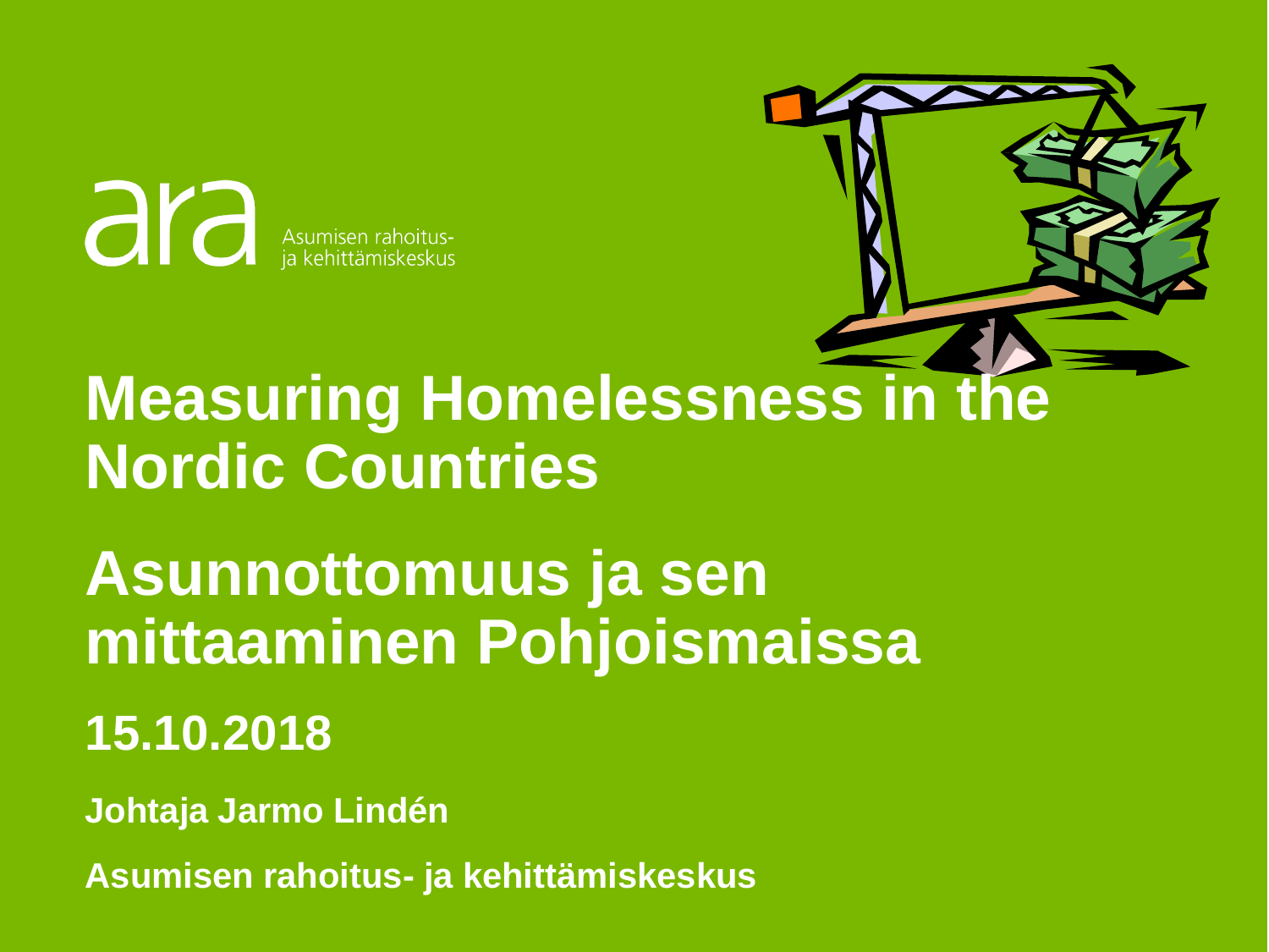ara Asumisen rahoitus- ja kehittämiskeskus

# Measuring Homelessness in the Nordic Countries

# Asunnottomuus ja sen mittaaminen Pohjoismaissa

## 15.10.2018

**Johtaja Jarmo Lindén**

**Asumisen rahoitus- ja kehittämiskeskus**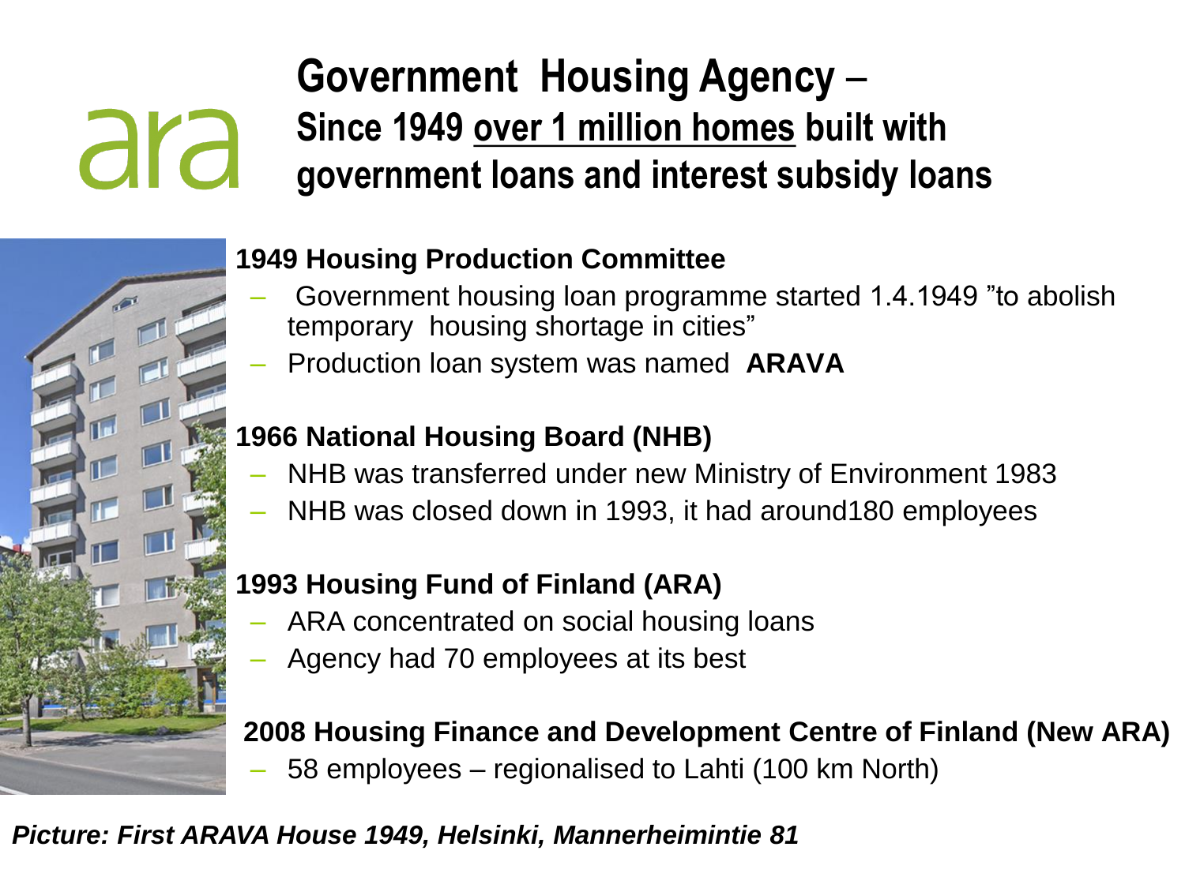ara

# Government Housing Agency – Since 1949 over 1 million homes built with government loans and interest subsidy loans

**1949 Housing Production Committee**

- Government housing loan programme started 1.4.1949 ”to abolish temporary housing shortage in cities”
- Production loan system was named **ARAVA**

**1966 National Housing Board (NHB)**

- NHB was transferred under new Ministry of Environment 1983
- NHB was closed down in 1993, it had around180 employees

**1993 Housing Fund of Finland (ARA)**

- ARA concentrated on social housing loans
- Agency had 70 employees at its best

**2008 Housing Finance and Development Centre of Finland (New ARA)**

- 58 employees – regionalised to Lahti (100 km North)

***Picture: First ARAVA House 1949, Helsinki, Mannerheimintie 81***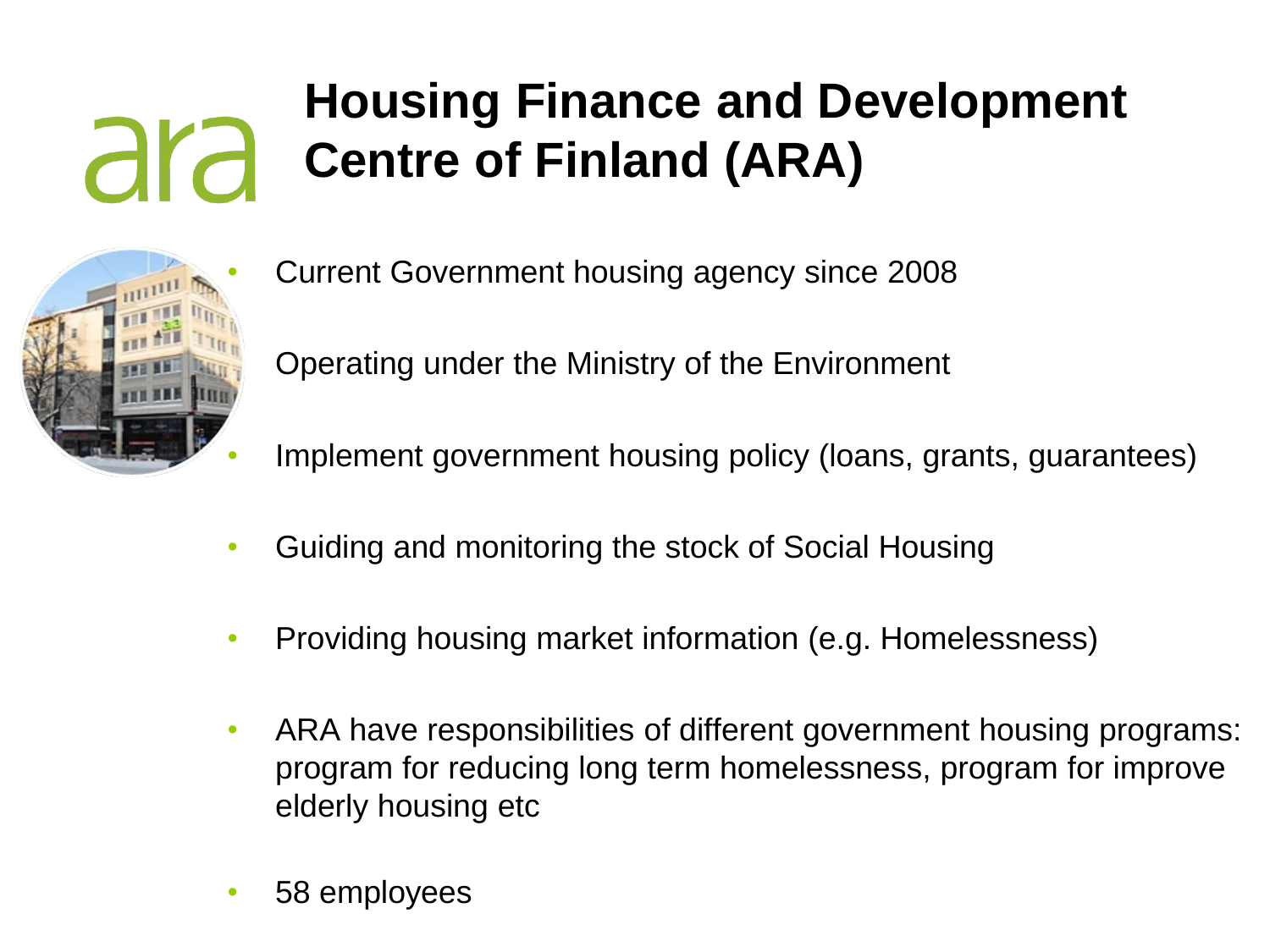# Housing Finance and Development Centre of Finland (ARA)

- Current Government housing agency since 2008
- Operating under the Ministry of the Environment
- Implement government housing policy (loans, grants, guarantees)
- Guiding and monitoring the stock of Social Housing
- Providing housing market information (e.g. Homelessness)
- ARA have responsibilities of different government housing programs: program for reducing long term homelessness, program for improve elderly housing etc
- 58 employees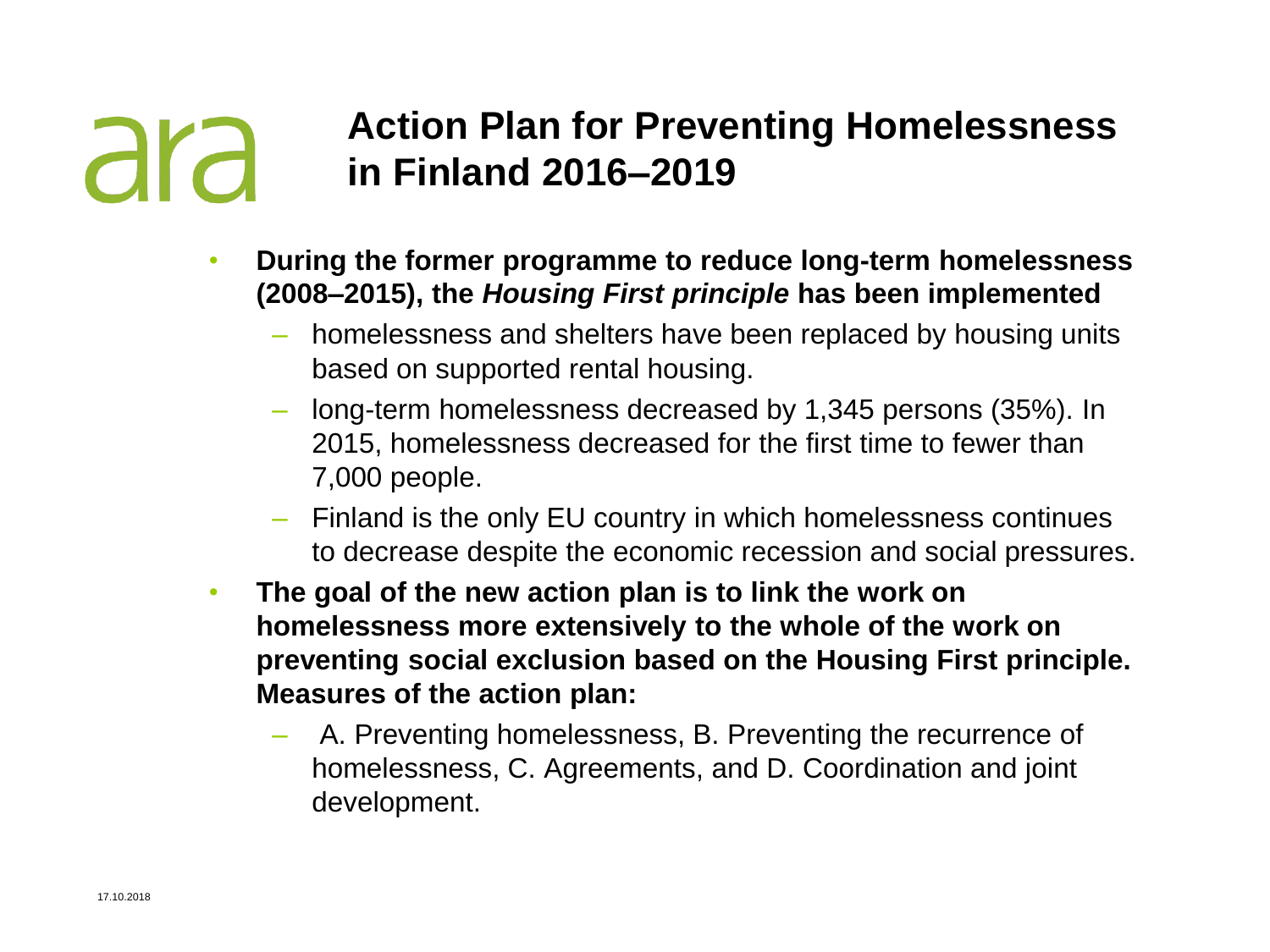# Action Plan for Preventing Homelessness in Finland 2016–2019

- **During the former programme to reduce long-term homelessness (2008–2015), the *Housing First principle* has been implemented**
  - homelessness and shelters have been replaced by housing units based on supported rental housing.
  - long-term homelessness decreased by 1,345 persons (35%). In 2015, homelessness decreased for the first time to fewer than 7,000 people.
  - Finland is the only EU country in which homelessness continues to decrease despite the economic recession and social pressures.
- **The goal of the new action plan is to link the work on homelessness more extensively to the whole of the work on preventing social exclusion based on the Housing First principle. Measures of the action plan:**
  - A. Preventing homelessness, B. Preventing the recurrence of homelessness, C. Agreements, and D. Coordination and joint development.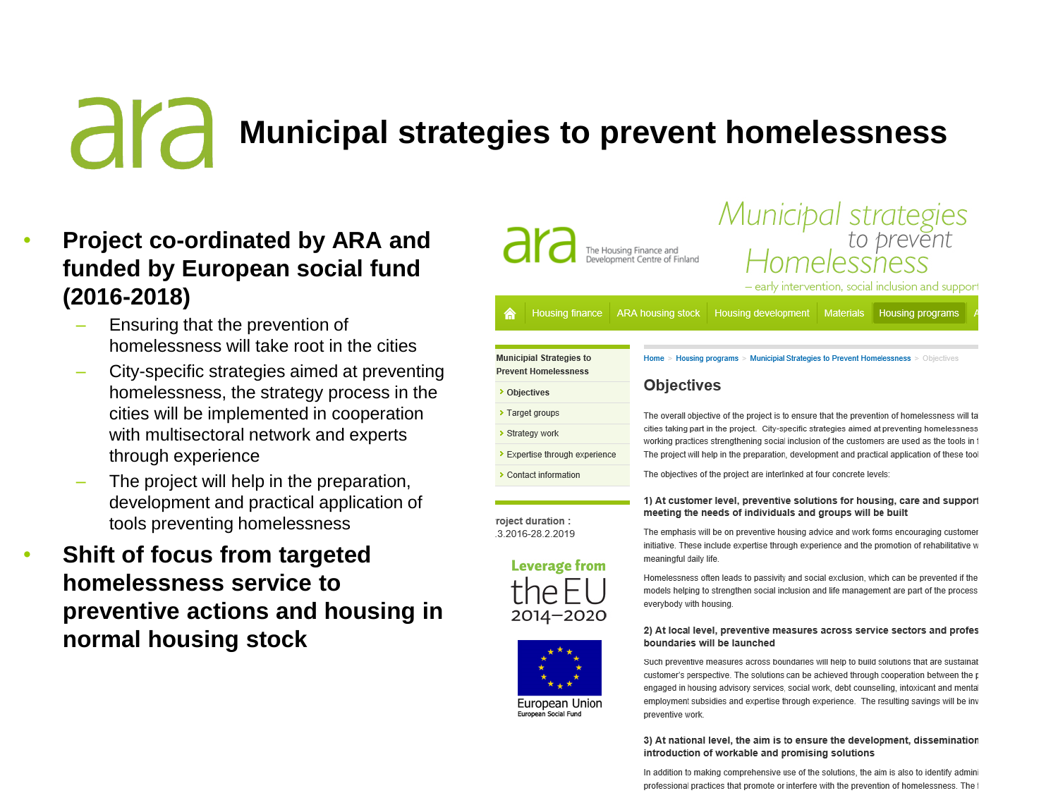# Municipal strategies to prevent homelessness

- **Project co-ordinated by ARA and funded by European social fund (2016-2018)**
  - Ensuring that the prevention of homelessness will take root in the cities
  - City-specific strategies aimed at preventing homelessness, the strategy process in the cities will be implemented in cooperation with multisectoral network and experts through experience
  - The project will help in the preparation, development and practical application of tools preventing homelessness
- **Shift of focus from targeted homelessness service to preventive actions and housing in normal housing stock**

ara The Housing Finance and Development Centre of Finland

Municipal strategies to prevent Homelessness – early intervention, social inclusion and support

Housing finance | ARA housing stock | Housing development | Materials | Housing programs

**Municipial Strategies to Prevent Homelessness**

- Objectives
- Target groups
- Strategy work
- Expertise through experience
- Contact information

roject duration :
.3.2016-28.2.2019

Leverage from the EU 2014–2020

European Union
European Social Fund

Home > Housing programs > Municipial Strategies to Prevent Homelessness > Objectives

## Objectives

The overall objective of the project is to ensure that the prevention of homelessness will ta
cities taking part in the project. City-specific strategies aimed at preventing homelessness
working practices strengthening social inclusion of the customers are used as the tools in t
The project will help in the preparation, development and practical application of these tool

The objectives of the project are interlinked at four concrete levels:

**1) At customer level, preventive solutions for housing, care and support meeting the needs of individuals and groups will be built**

The emphasis will be on preventive housing advice and work forms encouraging customer initiative. These include expertise through experience and the promotion of rehabilitative w meaningful daily life.

Homelessness often leads to passivity and social exclusion, which can be prevented if the models helping to strengthen social inclusion and life management are part of the process everybody with housing.

**2) At local level, preventive measures across service sectors and profes boundaries will be launched**

Such preventive measures across boundaries will help to build solutions that are sustainat customer's perspective. The solutions can be achieved through cooperation between the p engaged in housing advisory services, social work, debt counselling, intoxicant and mental employment subsidies and expertise through experience. The resulting savings will be inv preventive work.

**3) At national level, the aim is to ensure the development, dissemination introduction of workable and promising solutions**

In addition to making comprehensive use of the solutions, the aim is also to identify admini professional practices that promote or interfere with the prevention of homelessness. The t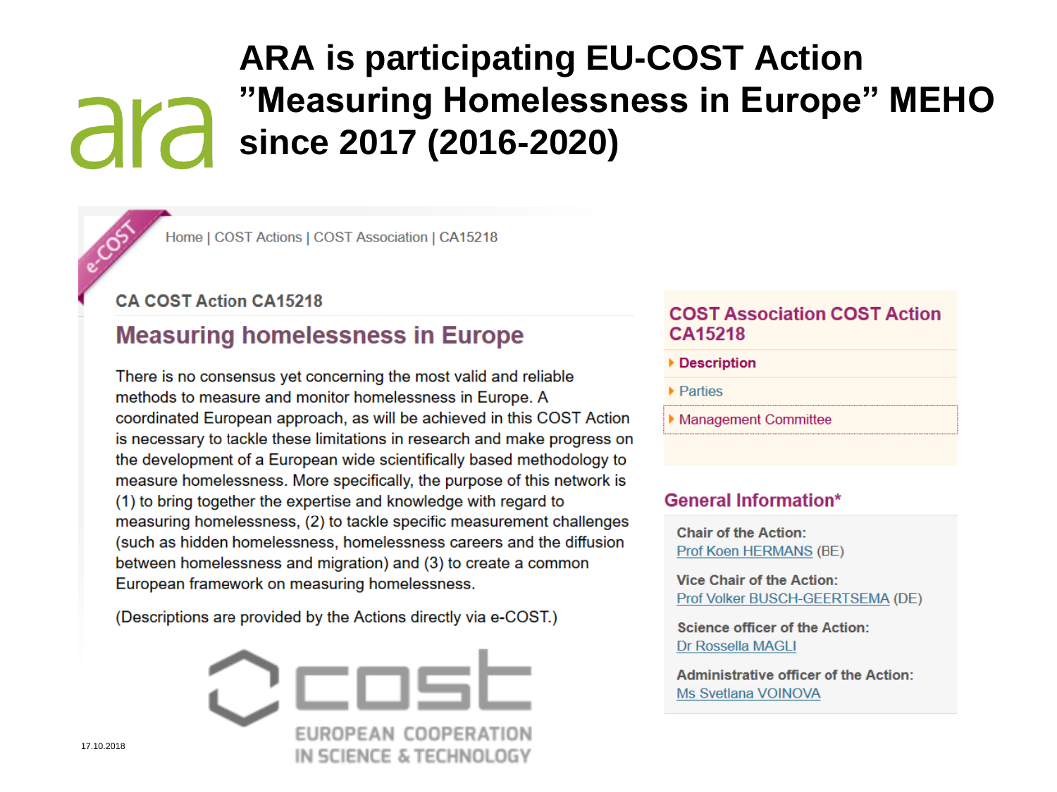# ARA is participating EU-COST Action "Measuring Homelessness in Europe" MEHO since 2017 (2016-2020)

Home | COST Actions | COST Association | CA15218

### CA COST Action CA15218

## Measuring homelessness in Europe

There is no consensus yet concerning the most valid and reliable methods to measure and monitor homelessness in Europe. A coordinated European approach, as will be achieved in this COST Action is necessary to tackle these limitations in research and make progress on the development of a European wide scientifically based methodology to measure homelessness. More specifically, the purpose of this network is (1) to bring together the expertise and knowledge with regard to measuring homelessness, (2) to tackle specific measurement challenges (such as hidden homelessness, homelessness careers and the diffusion between homelessness and migration) and (3) to create a common European framework on measuring homelessness.

(Descriptions are provided by the Actions directly via e-COST.)

COST — EUROPEAN COOPERATION IN SCIENCE & TECHNOLOGY

### COST Association COST Action CA15218

- **Description**
- Parties
- Management Committee

### General Information*

**Chair of the Action:**
Prof Koen HERMANS (BE)

**Vice Chair of the Action:**
Prof Volker BUSCH-GEERTSEMA (DE)

**Science officer of the Action:**
Dr Rossella MAGLI

**Administrative officer of the Action:**
Ms Svetlana VOINOVA

17.10.2018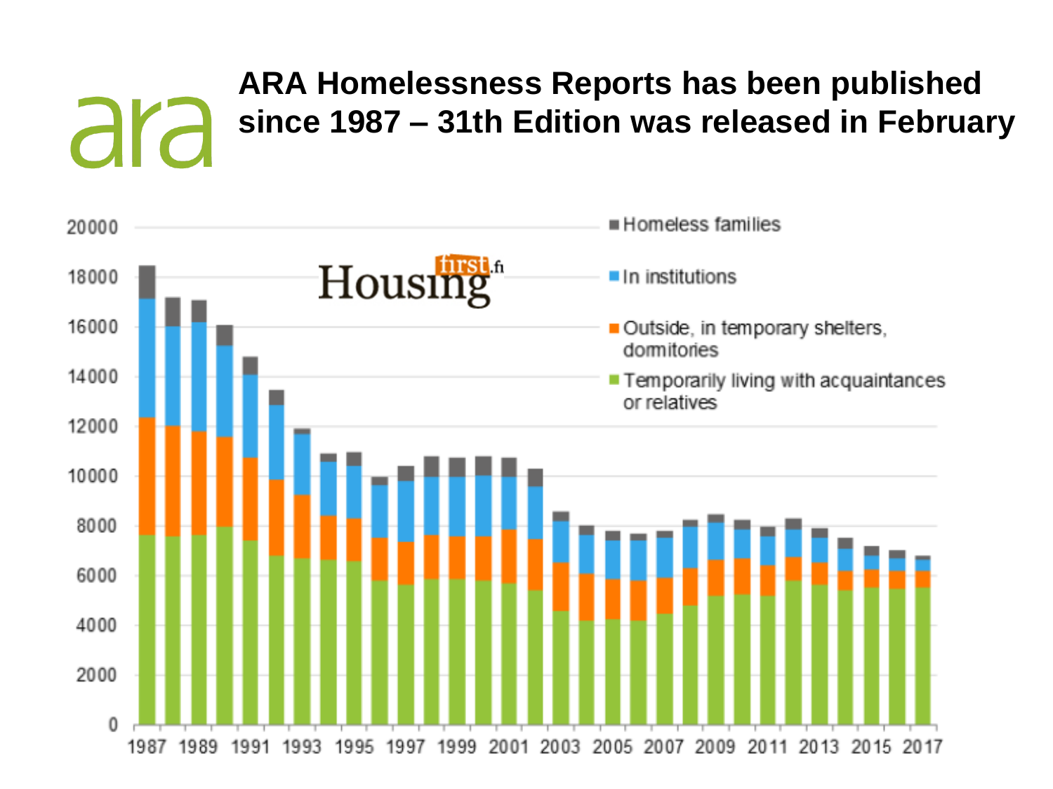# ARA Homelessness Reports has been published since 1987 – 31th Edition was released in February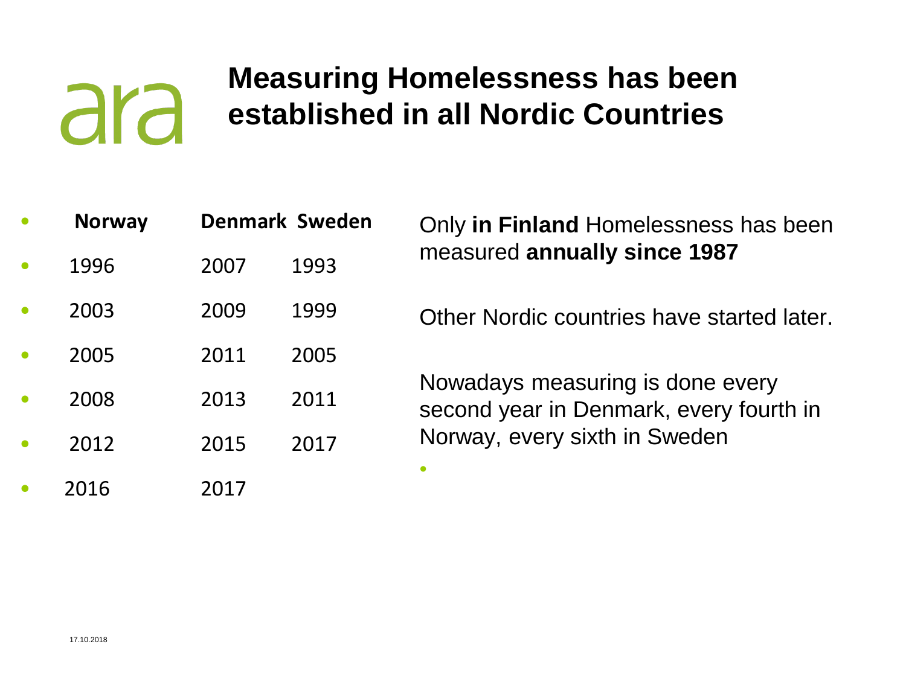ara

# Measuring Homelessness has been established in all Nordic Countries

| Norway | Denmark | Sweden |
|---|---|---|
| 1996 | 2007 | 1993 |
| 2003 | 2009 | 1999 |
| 2005 | 2011 | 2005 |
| 2008 | 2013 | 2011 |
| 2012 | 2015 | 2017 |
| 2016 | 2017 | |

Only **in Finland** Homelessness has been measured **annually since 1987**

Other Nordic countries have started later.

Nowadays measuring is done every second year in Denmark, every fourth in Norway, every sixth in Sweden

17.10.2018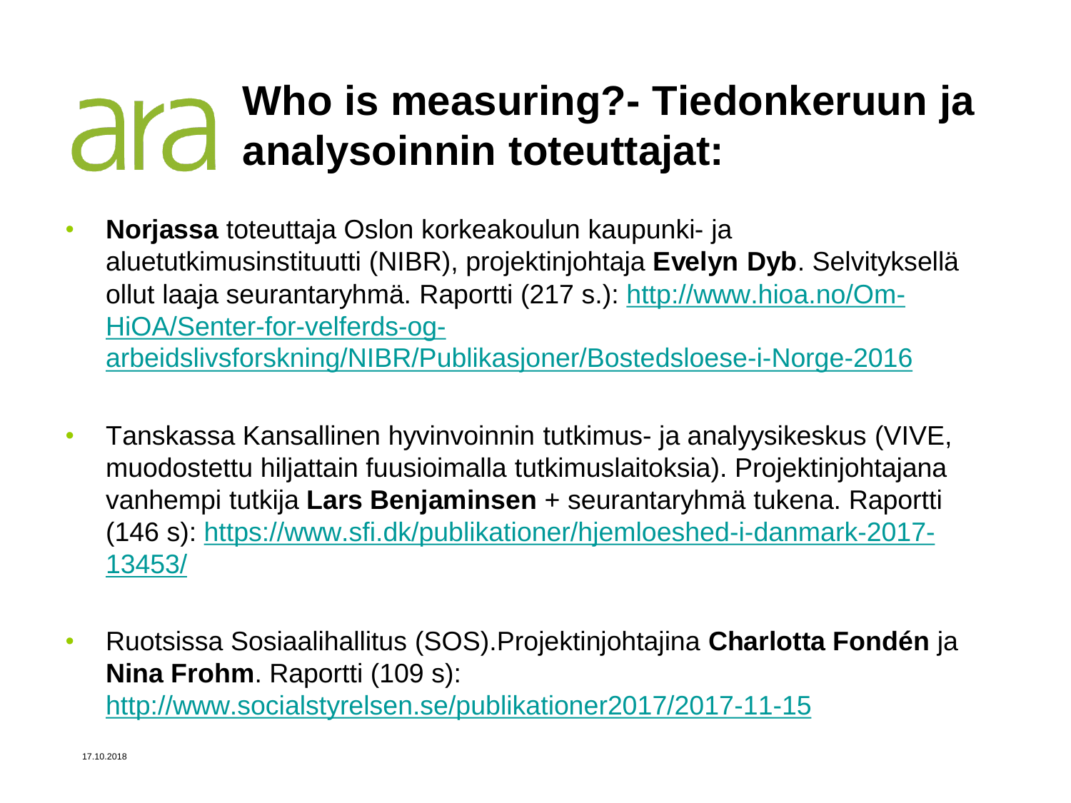# Who is measuring?- Tiedonkeruun ja analysoinnin toteuttajat:

- **Norjassa** toteuttaja Oslon korkeakoulun kaupunki- ja aluetutkimusinstituutti (NIBR), projektinjohtaja **Evelyn Dyb**. Selvityksellä ollut laaja seurantaryhmä. Raportti (217 s.): http://www.hioa.no/Om-HiOA/Senter-for-velferds-og-arbeidslivsforskning/NIBR/Publikasjoner/Bostedsloese-i-Norge-2016

- Tanskassa Kansallinen hyvinvoinnin tutkimus- ja analyysikeskus (VIVE, muodostettu hiljattain fuusioimalla tutkimuslaitoksia). Projektinjohtajana vanhempi tutkija **Lars Benjaminsen** + seurantaryhmä tukena. Raportti (146 s): https://www.sfi.dk/publikationer/hjemloeshed-i-danmark-2017-13453/

- Ruotsissa Sosiaalihallitus (SOS).Projektinjohtajina **Charlotta Fondén** ja **Nina Frohm**. Raportti (109 s): http://www.socialstyrelsen.se/publikationer2017/2017-11-15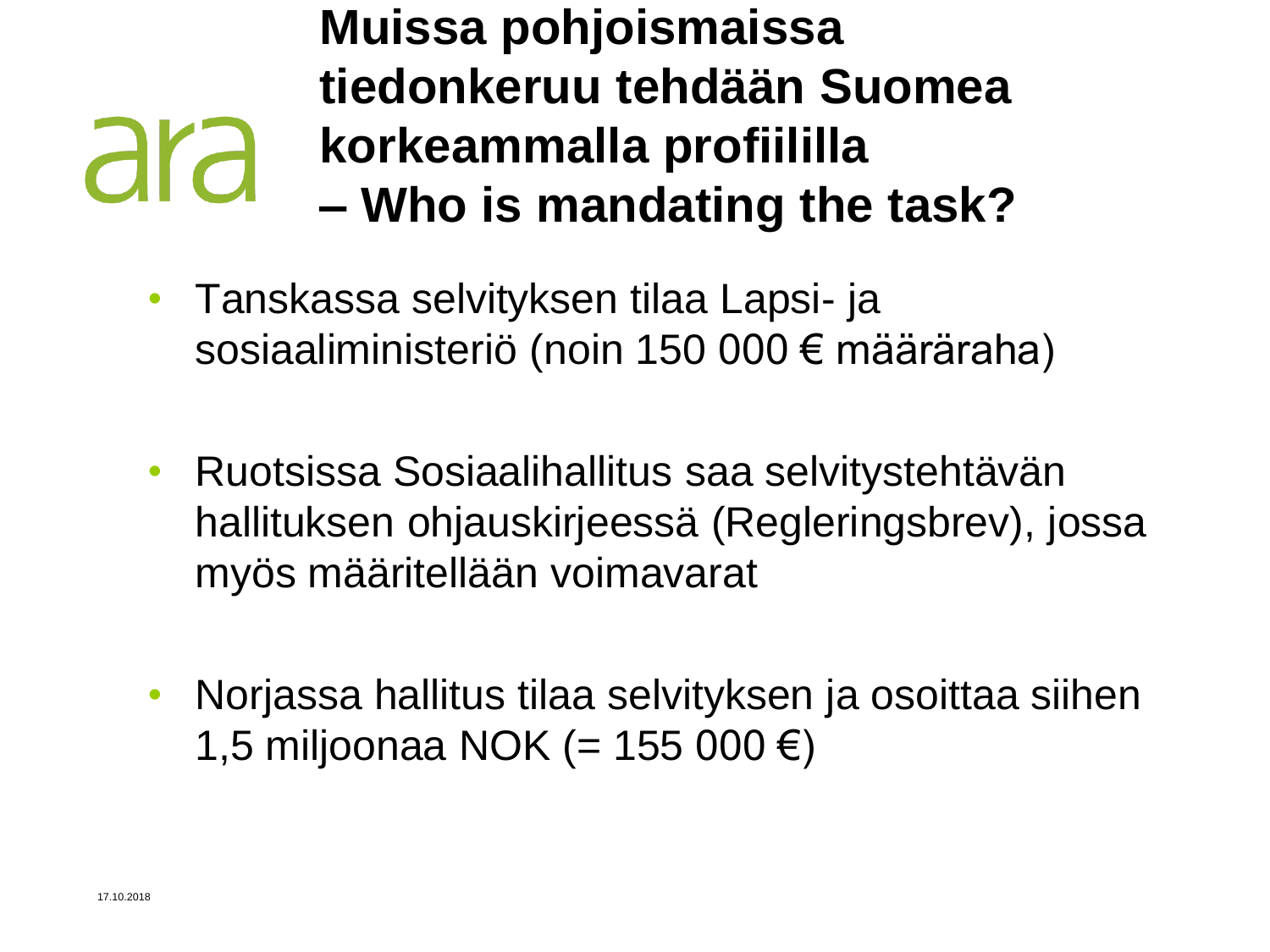# Muissa pohjoismaissa tiedonkeruu tehdään Suomea korkeammalla profiililla – Who is mandating the task?

- Tanskassa selvityksen tilaa Lapsi- ja sosiaaliministeriö (noin 150 000 € määräraha)
- Ruotsissa Sosiaalihallitus saa selvitystehtävän hallituksen ohjauskirjeessä (Regleringsbrev), jossa myös määritellään voimavarat
- Norjassa hallitus tilaa selvityksen ja osoittaa siihen 1,5 miljoonaa NOK (= 155 000 €)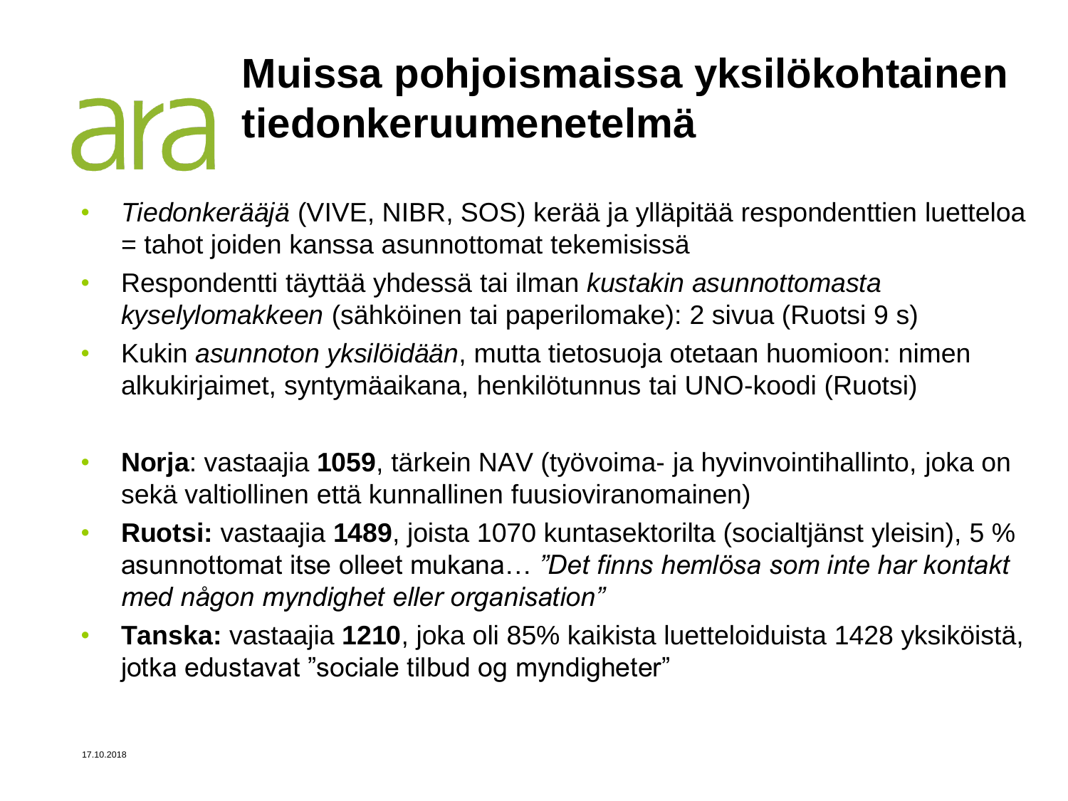# Muissa pohjoismaissa yksilökohtainen tiedonkeruumenetelmä

- *Tiedonkerääjä* (VIVE, NIBR, SOS) kerää ja ylläpitää respondenttien luetteloa = tahot joiden kanssa asunnottomat tekemisissä
- Respondentti täyttää yhdessä tai ilman *kustakin asunnottomasta kyselylomakkeen* (sähköinen tai paperilomake): 2 sivua (Ruotsi 9 s)
- Kukin *asunnoton yksilöidään*, mutta tietosuoja otetaan huomioon: nimen alkukirjaimet, syntymäaikana, henkilötunnus tai UNO-koodi (Ruotsi)

- **Norja**: vastaajia **1059**, tärkein NAV (työvoima- ja hyvinvointihallinto, joka on sekä valtiollinen että kunnallinen fuusioviranomainen)
- **Ruotsi:** vastaajia **1489**, joista 1070 kuntasektorilta (socialtjänst yleisin), 5 % asunnottomat itse olleet mukana… *"Det finns hemlösa som inte har kontakt med någon myndighet eller organisation"*
- **Tanska:** vastaajia **1210**, joka oli 85% kaikista luetteloiduista 1428 yksiköistä, jotka edustavat "sociale tilbud og myndigheter"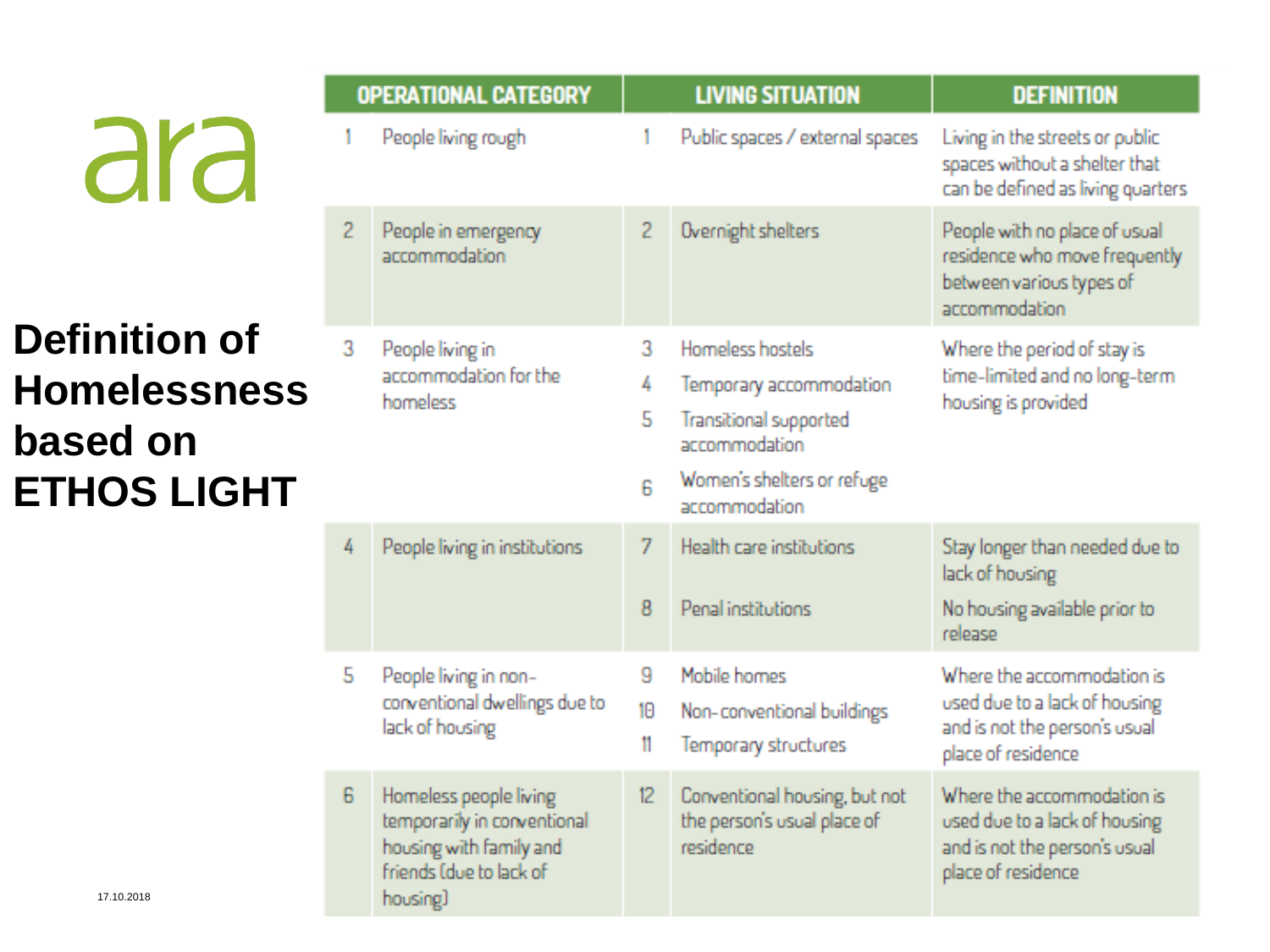ara

# Definition of Homelessness based on ETHOS LIGHT

| | OPERATIONAL CATEGORY | | LIVING SITUATION | DEFINITION |
|---|---|---|---|---|
| 1 | People living rough | 1 | Public spaces / external spaces | Living in the streets or public spaces without a shelter that can be defined as living quarters |
| 2 | People in emergency accommodation | 2 | Overnight shelters | People with no place of usual residence who move frequently between various types of accommodation |
| 3 | People living in accommodation for the homeless | 3 | Homeless hostels | Where the period of stay is time-limited and no long-term housing is provided |
| | | 4 | Temporary accommodation | |
| | | 5 | Transitional supported accommodation | |
| | | 6 | Women's shelters or refuge accommodation | |
| 4 | People living in institutions | 7 | Health care institutions | Stay longer than needed due to lack of housing |
| | | 8 | Penal institutions | No housing available prior to release |
| 5 | People living in non-conventional dwellings due to lack of housing | 9 | Mobile homes | Where the accommodation is used due to a lack of housing and is not the person's usual place of residence |
| | | 10 | Non-conventional buildings | |
| | | 11 | Temporary structures | |
| 6 | Homeless people living temporarily in conventional housing with family and friends (due to lack of housing) | 12 | Conventional housing, but not the person's usual place of residence | Where the accommodation is used due to a lack of housing and is not the person's usual place of residence |

17.10.2018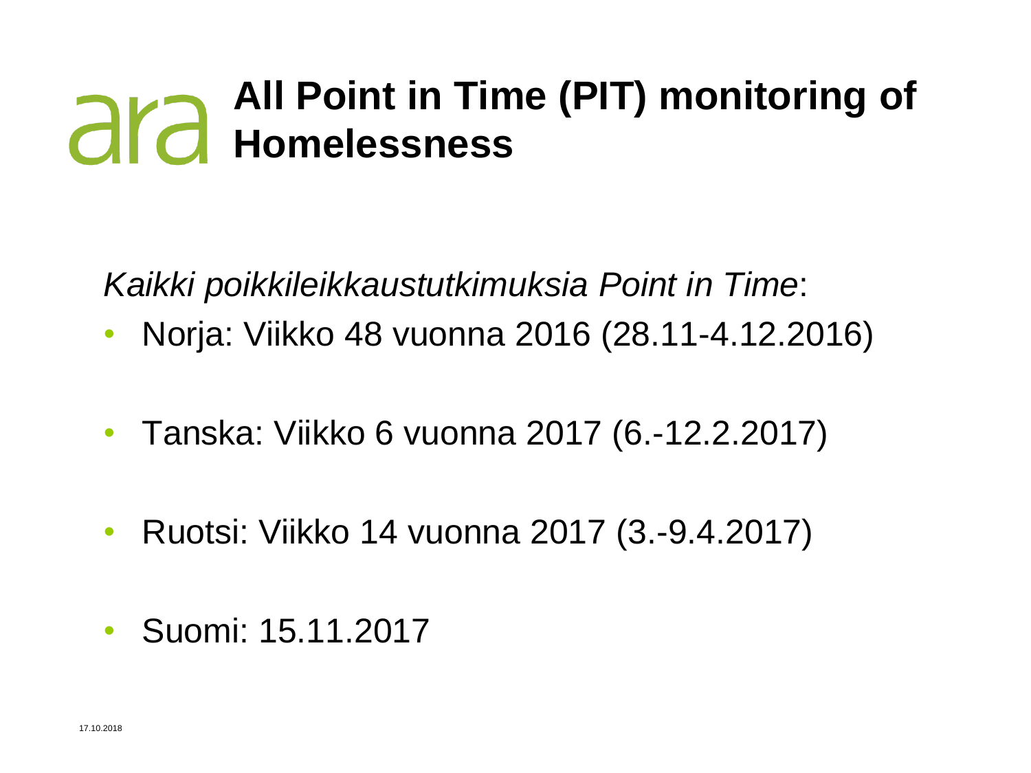# All Point in Time (PIT) monitoring of Homelessness

*Kaikki poikkileikkaustutkimuksia Point in Time*:

- Norja: Viikko 48 vuonna 2016 (28.11-4.12.2016)
- Tanska: Viikko 6 vuonna 2017 (6.-12.2.2017)
- Ruotsi: Viikko 14 vuonna 2017 (3.-9.4.2017)
- Suomi: 15.11.2017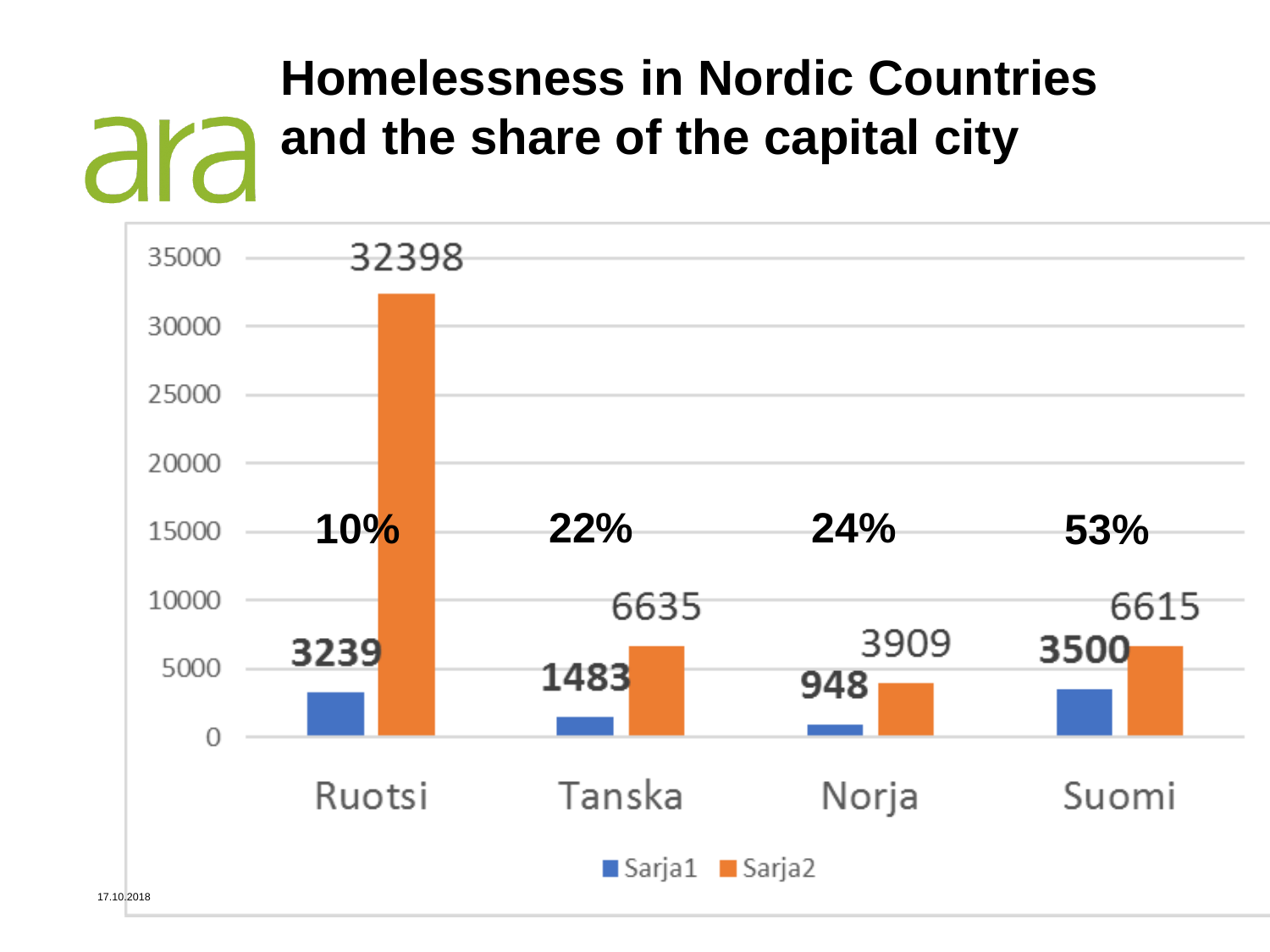# Homelessness in Nordic Countries and the share of the capital city

| | Ruotsi | Tanska | Norja | Suomi |
|---|---|---|---|---|
| Sarja1 | 3239 | 1483 | 948 | 3500 |
| Sarja2 | 32398 | 6635 | 3909 | 6615 |
| Share of the capital city | 10% | 22% | 24% | 53% |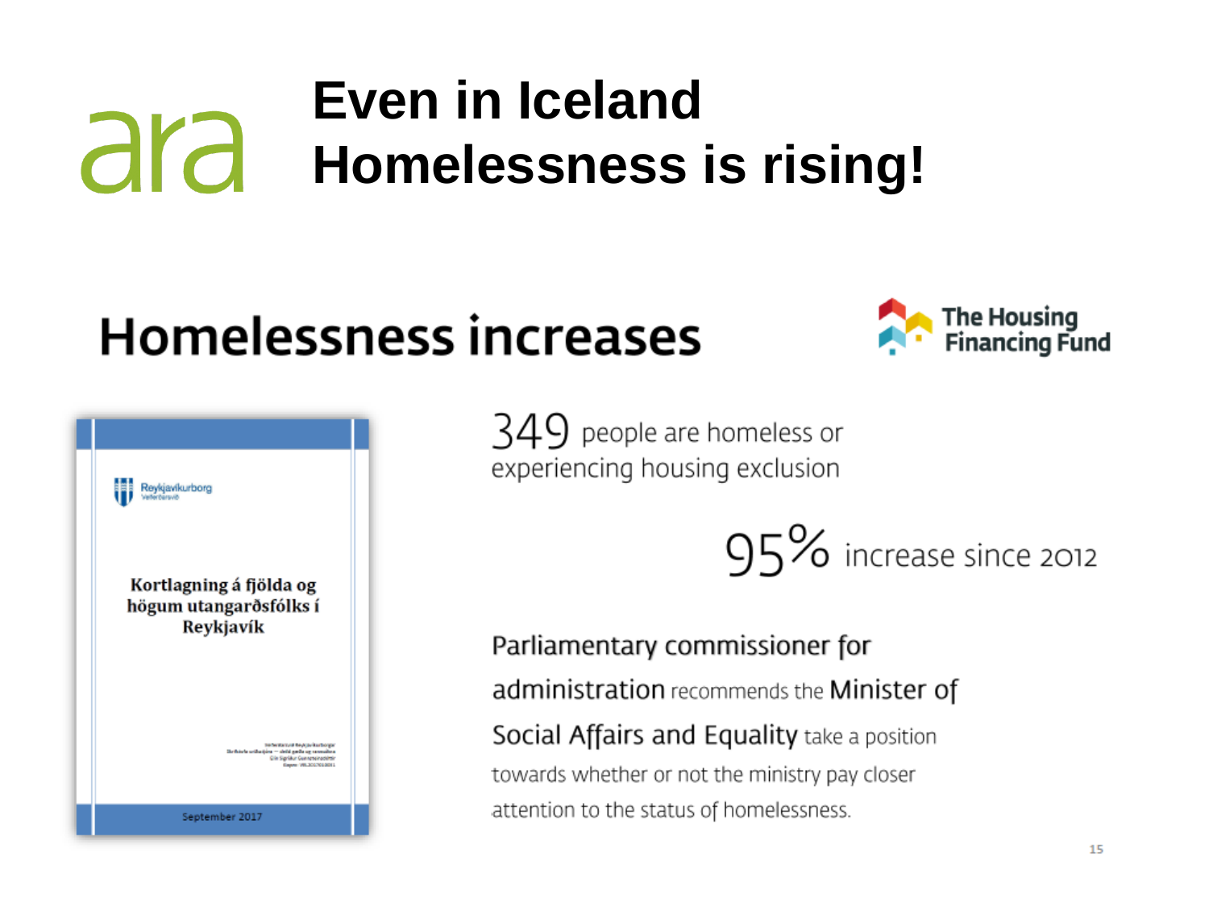ara

# Even in Iceland Homelessness is rising!

## Homelessness increases

The Housing Financing Fund

Reykjavíkurborg

**Kortlagning á fjölda og högum utangarðsfólks í Reykjavík**

September 2017

349 people are homeless or experiencing housing exclusion

95% increase since 2012

Parliamentary commissioner for administration recommends the Minister of Social Affairs and Equality take a position towards whether or not the ministry pay closer attention to the status of homelessness.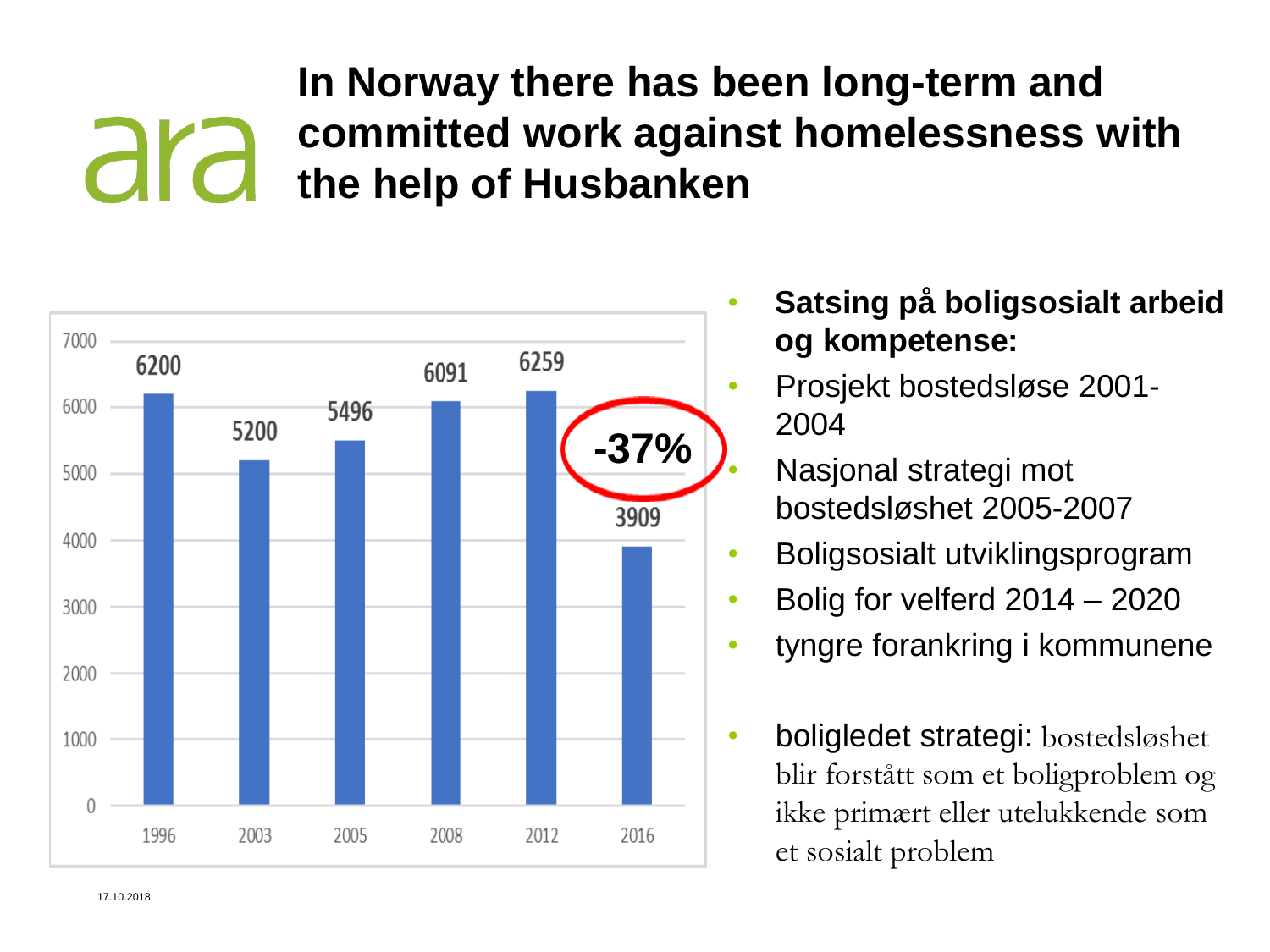# In Norway there has been long-term and committed work against homelessness with the help of Husbanken

| Year | Value |
|---|---|
| 1996 | 6200 |
| 2003 | 5200 |
| 2005 | 5496 |
| 2008 | 6091 |
| 2012 | 6259 |
| 2016 | 3909 |

-37%

- **Satsing på boligsosialt arbeid og kompetense:**
- Prosjekt bostedsløse 2001-2004
- Nasjonal strategi mot bostedsløshet 2005-2007
- Boligsosialt utviklingsprogram
- Bolig for velferd 2014 – 2020
- tyngre forankring i kommunene
- boligledet strategi: bostedsløshet blir forstått som et boligproblem og ikke primært eller utelukkende som et sosialt problem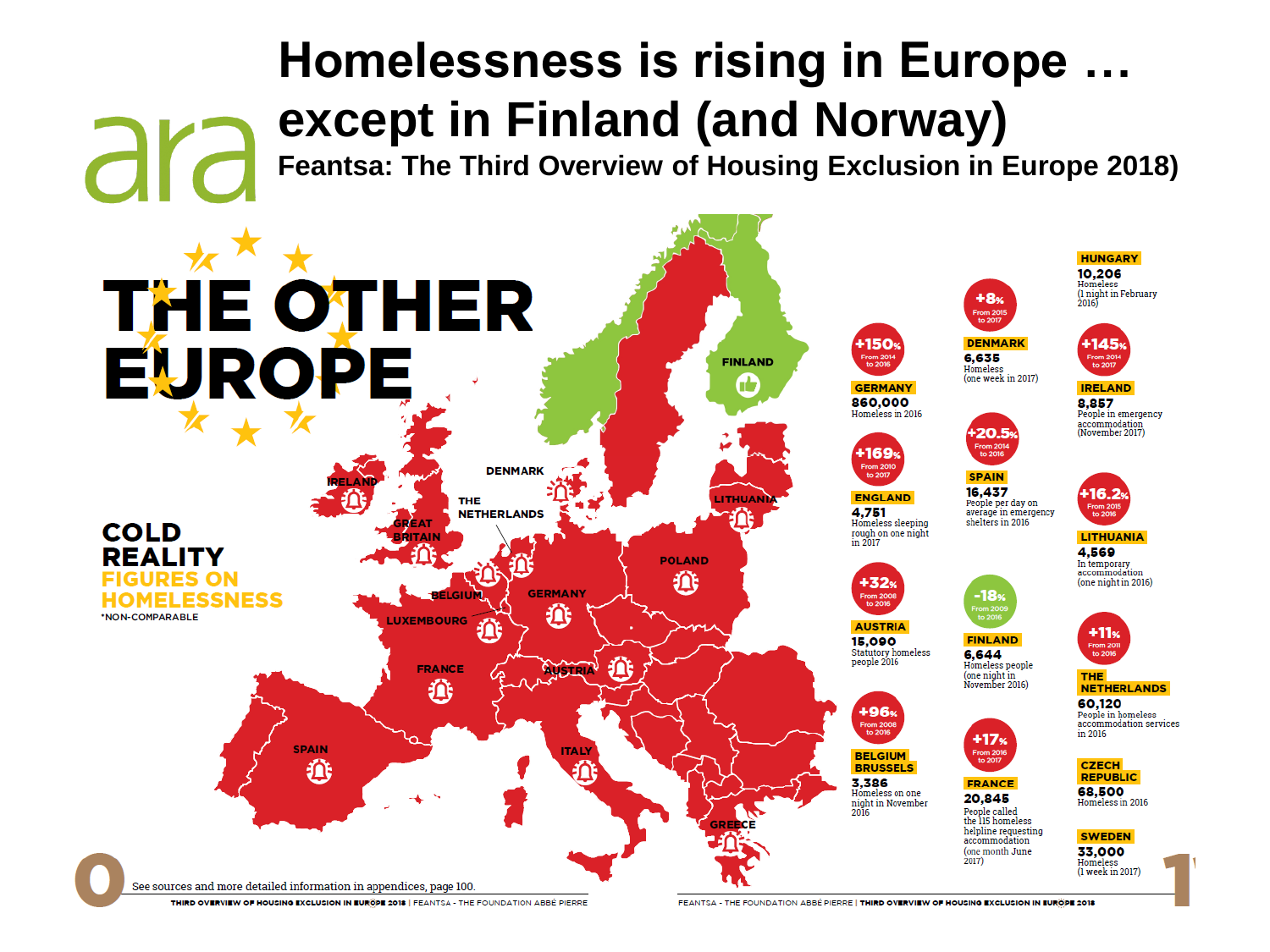# Homelessness is rising in Europe … except in Finland (and Norway)

**Feantsa: The Third Overview of Housing Exclusion in Europe 2018)**

ara

THE OTHER EUROPE

COLD REALITY
FIGURES ON HOMELESSNESS
*NON-COMPARABLE

IRELAND
GREAT BRITAIN
DENMARK
THE NETHERLANDS
BELGIUM
LUXEMBOURG
GERMANY
FRANCE
AUSTRIA
SPAIN
ITALY
GREECE
POLAND
LITHUANIA
FINLAND

+150% From 2014 to 2016
GERMANY
860,000
Homeless in 2016

+8% From 2015 to 2017
DENMARK
6,635
Homeless (one week in 2017)

HUNGARY
10,206
Homeless (1 night in February 2016)

+145% From 2014 to 2017
IRELAND
8,857
People in emergency accommodation (November 2017)

+169% From 2010 to 2017
ENGLAND
4,751
Homeless sleeping rough on one night in 2017

+20.5% From 2014 to 2016
SPAIN
16,437
People per day on average in emergency shelters in 2016

+16.2% From 2015 to 2016
LITHUANIA
4,569
In temporary accommodation (one night in 2016)

+32% From 2008 to 2016
AUSTRIA
15,090
Statutory homeless people 2016

-18% From 2009 to 2016
FINLAND
6,644
Homeless people (one night in November 2016)

+11% From 2011 to 2016
THE NETHERLANDS
60,120
People in homeless accommodation services in 2016

+96% From 2008 to 2016
BELGIUM BRUSSELS
3,386
Homeless on one night in November 2016

+17% From 2016 to 2017
FRANCE
20,845
People called the 115 homeless helpline requesting accommodation (one month June 2017)

CZECH REPUBLIC
68,500
Homeless in 2016

SWEDEN
33,000
Homeless (1 week in 2017)

See sources and more detailed information in appendices, page 100.

THIRD OVERVIEW OF HOUSING EXCLUSION IN EUROPE 2018 | FEANTSA - THE FOUNDATION ABBÉ PIERRE